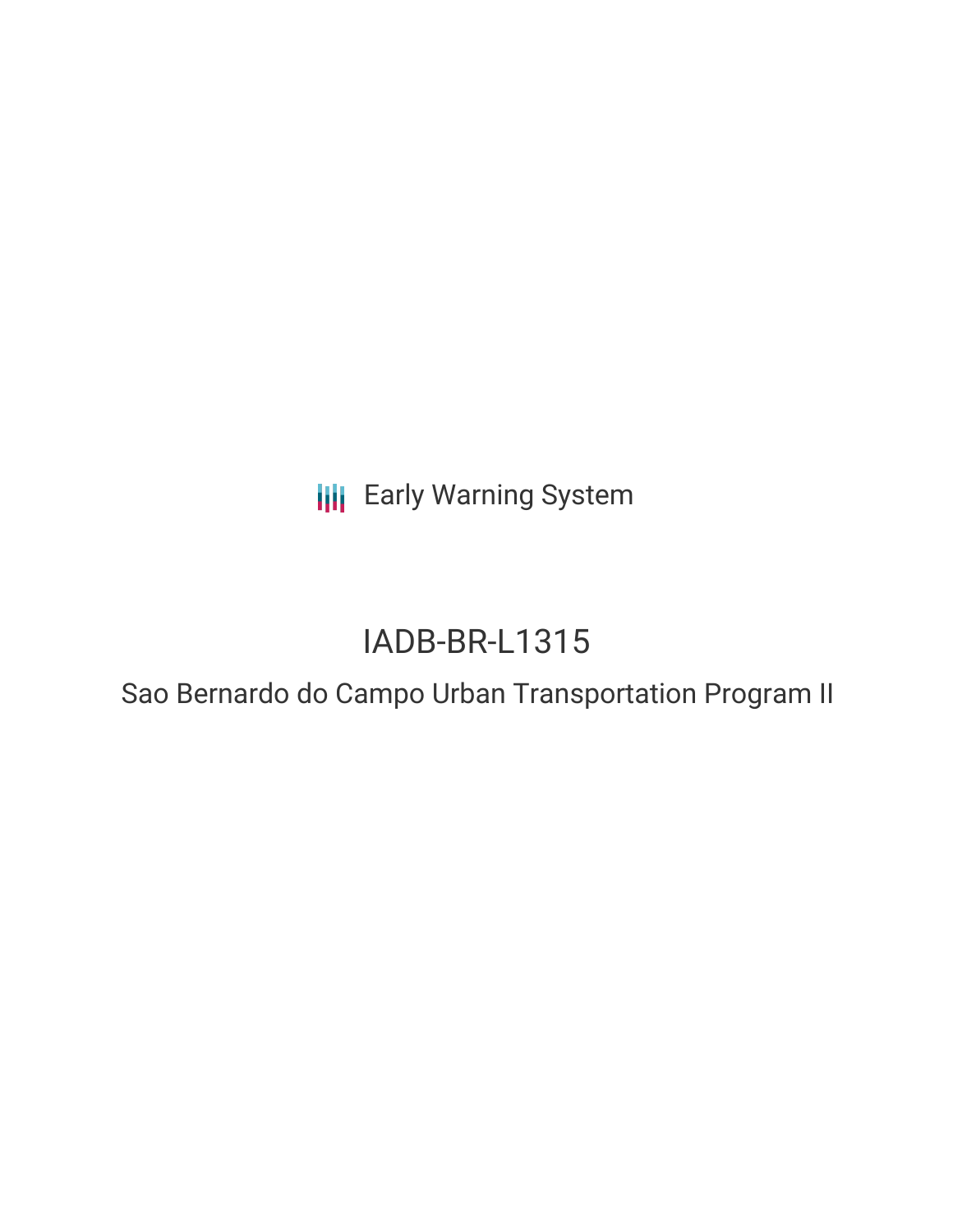Early Warning System

# IADB-BR-L1315

## Sao Bernardo do Campo Urban Transportation Program II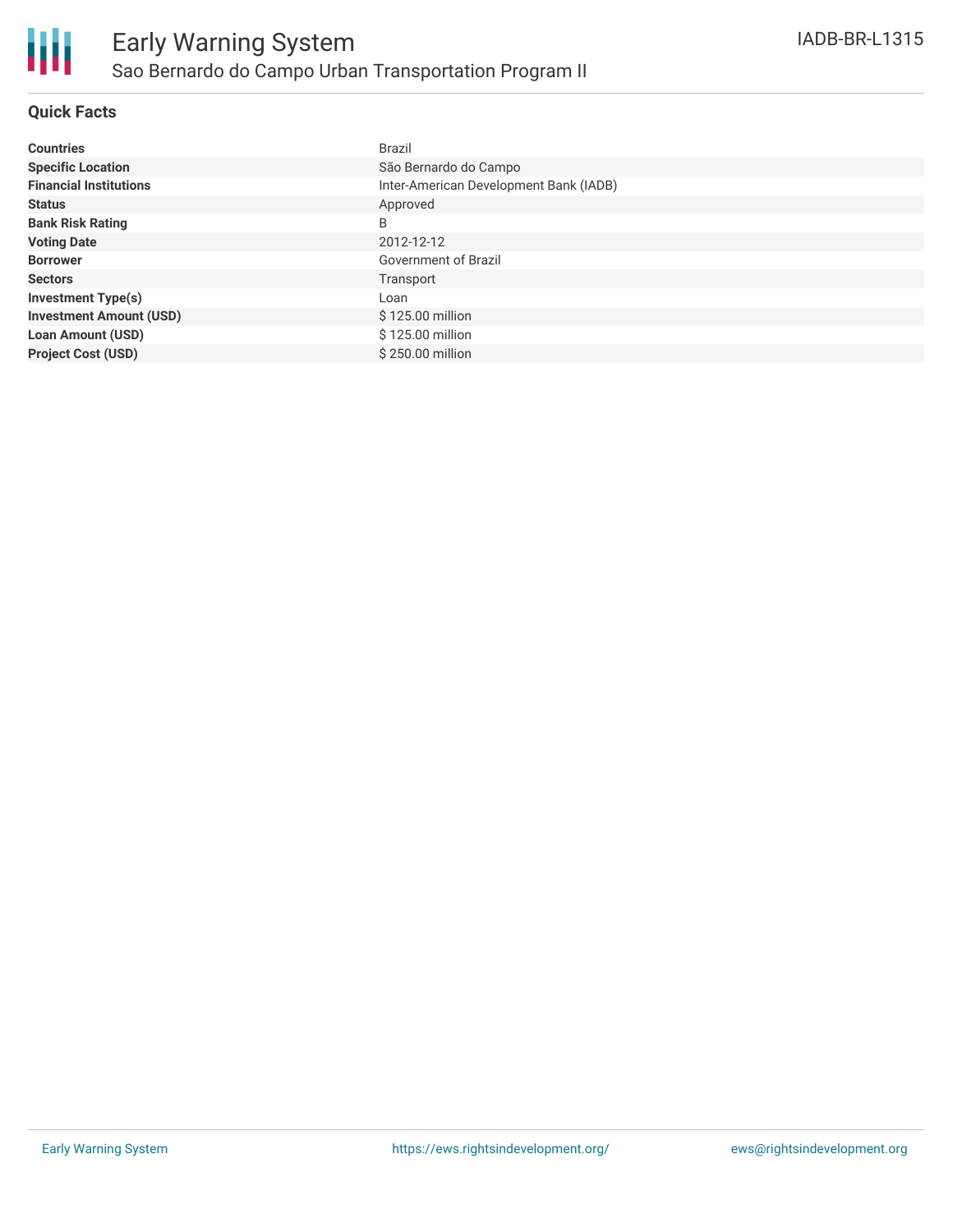## Quick Facts

| | |
|---|---|
| **Countries** | Brazil |
| **Specific Location** | São Bernardo do Campo |
| **Financial Institutions** | Inter-American Development Bank (IADB) |
| **Status** | Approved |
| **Bank Risk Rating** | B |
| **Voting Date** | 2012-12-12 |
| **Borrower** | Government of Brazil |
| **Sectors** | Transport |
| **Investment Type(s)** | Loan |
| **Investment Amount (USD)** | $ 125.00 million |
| **Loan Amount (USD)** | $ 125.00 million |
| **Project Cost (USD)** | $ 250.00 million |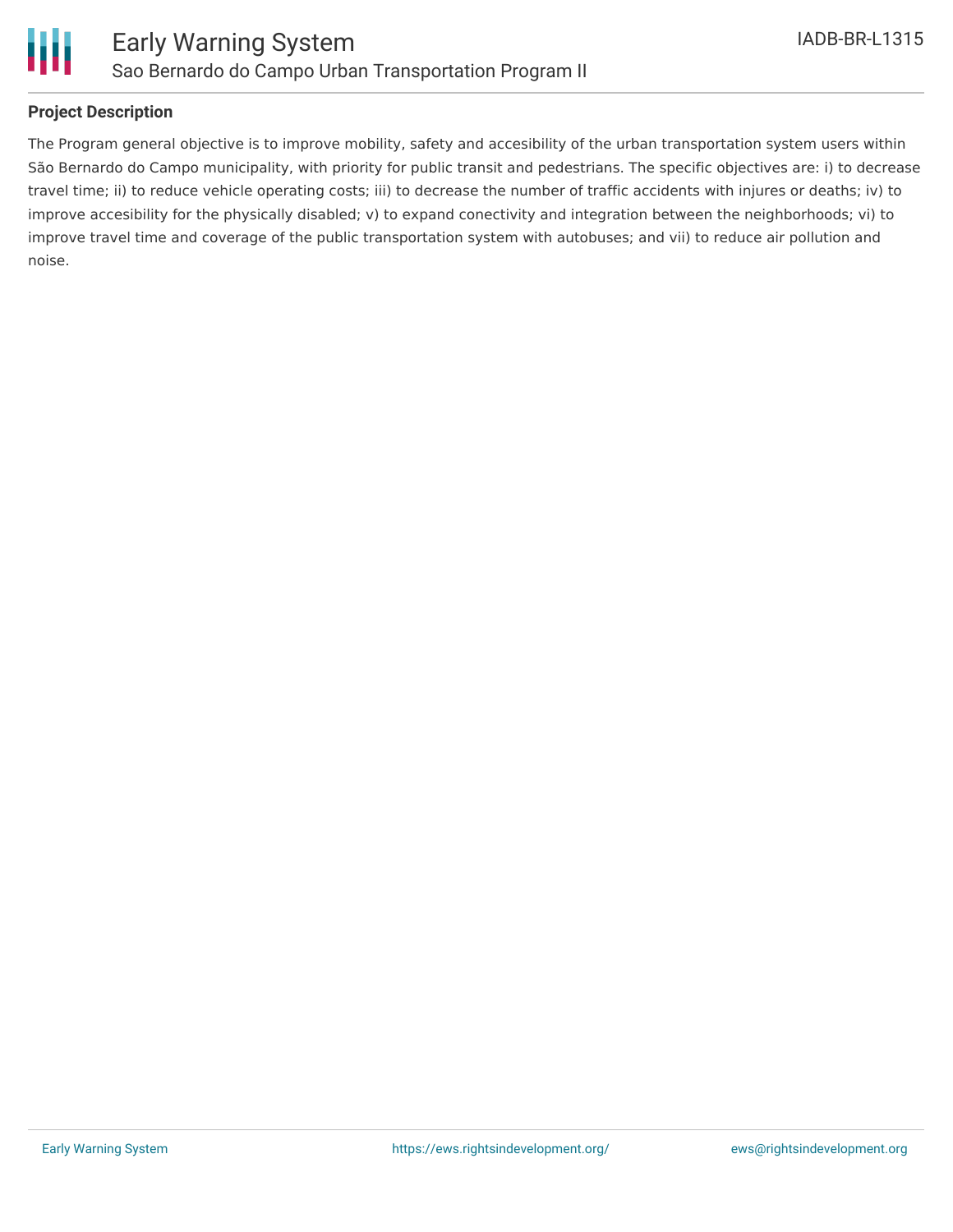## Project Description

The Program general objective is to improve mobility, safety and accesibility of the urban transportation system users within São Bernardo do Campo municipality, with priority for public transit and pedestrians. The specific objectives are: i) to decrease travel time; ii) to reduce vehicle operating costs; iii) to decrease the number of traffic accidents with injures or deaths; iv) to improve accesibility for the physically disabled; v) to expand conectivity and integration between the neighborhoods; vi) to improve travel time and coverage of the public transportation system with autobuses; and vii) to reduce air pollution and noise.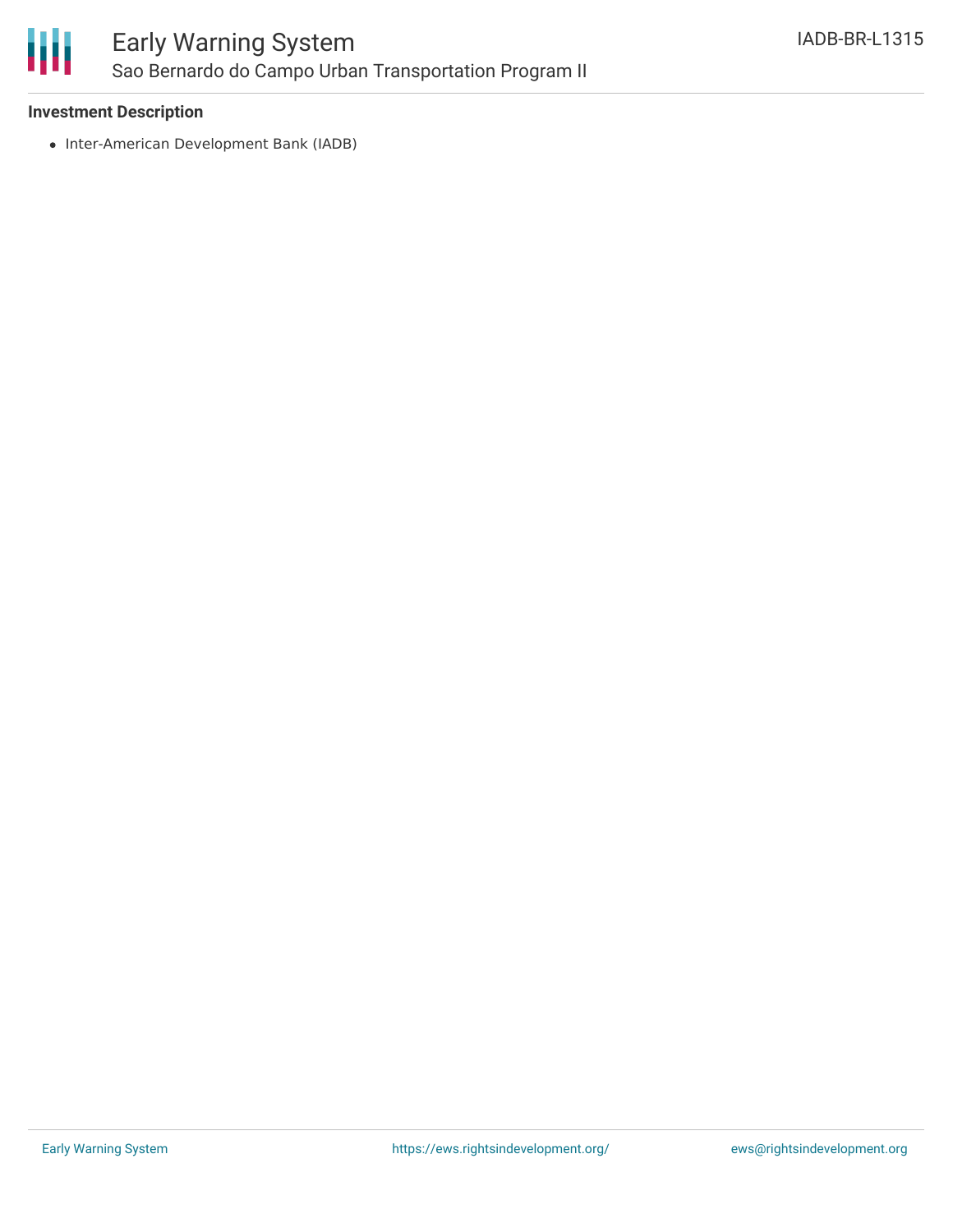### Investment Description

- Inter-American Development Bank (IADB)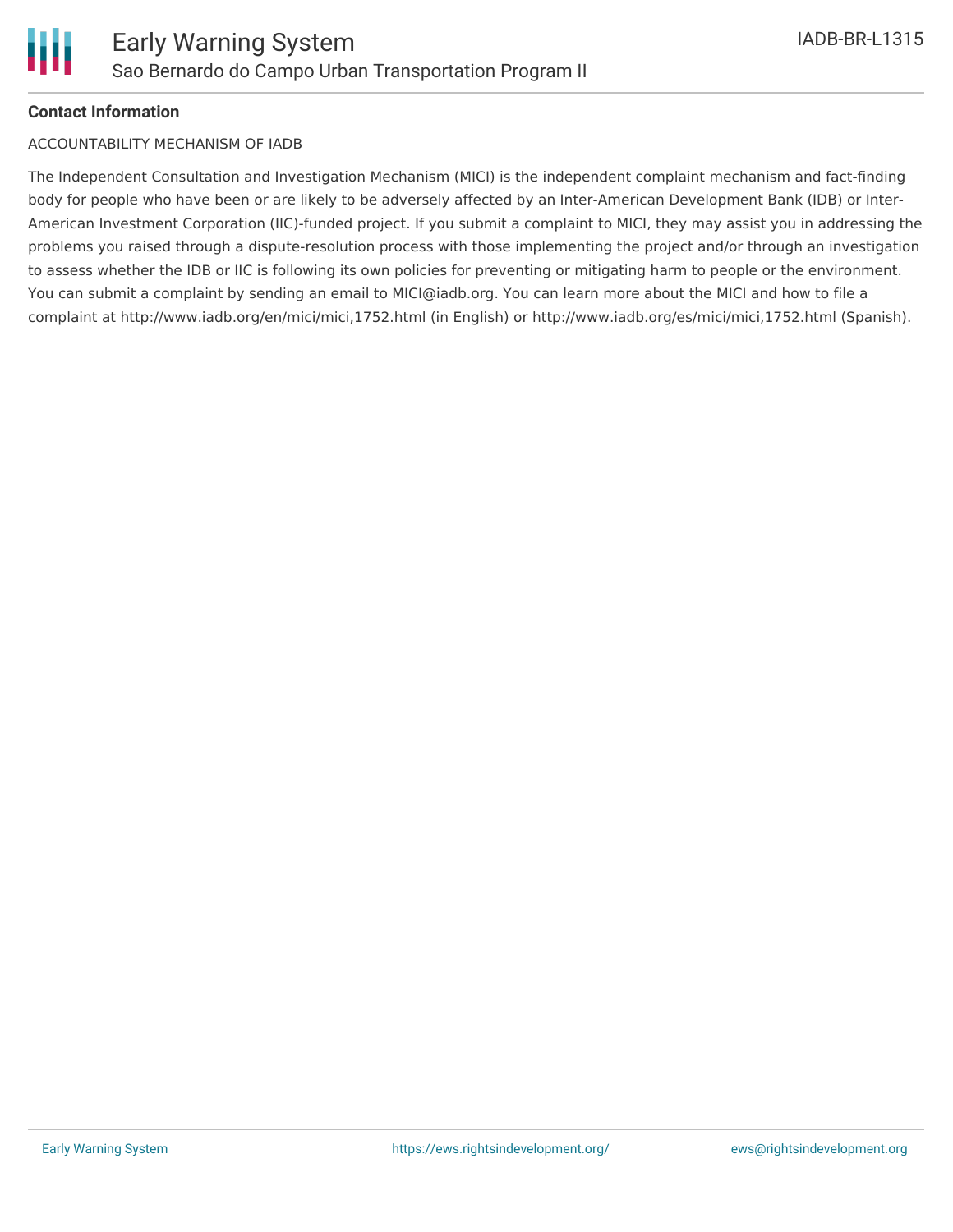**Contact Information**

ACCOUNTABILITY MECHANISM OF IADB

The Independent Consultation and Investigation Mechanism (MICI) is the independent complaint mechanism and fact-finding body for people who have been or are likely to be adversely affected by an Inter-American Development Bank (IDB) or Inter-American Investment Corporation (IIC)-funded project. If you submit a complaint to MICI, they may assist you in addressing the problems you raised through a dispute-resolution process with those implementing the project and/or through an investigation to assess whether the IDB or IIC is following its own policies for preventing or mitigating harm to people or the environment. You can submit a complaint by sending an email to MICI@iadb.org. You can learn more about the MICI and how to file a complaint at http://www.iadb.org/en/mici/mici,1752.html (in English) or http://www.iadb.org/es/mici/mici,1752.html (Spanish).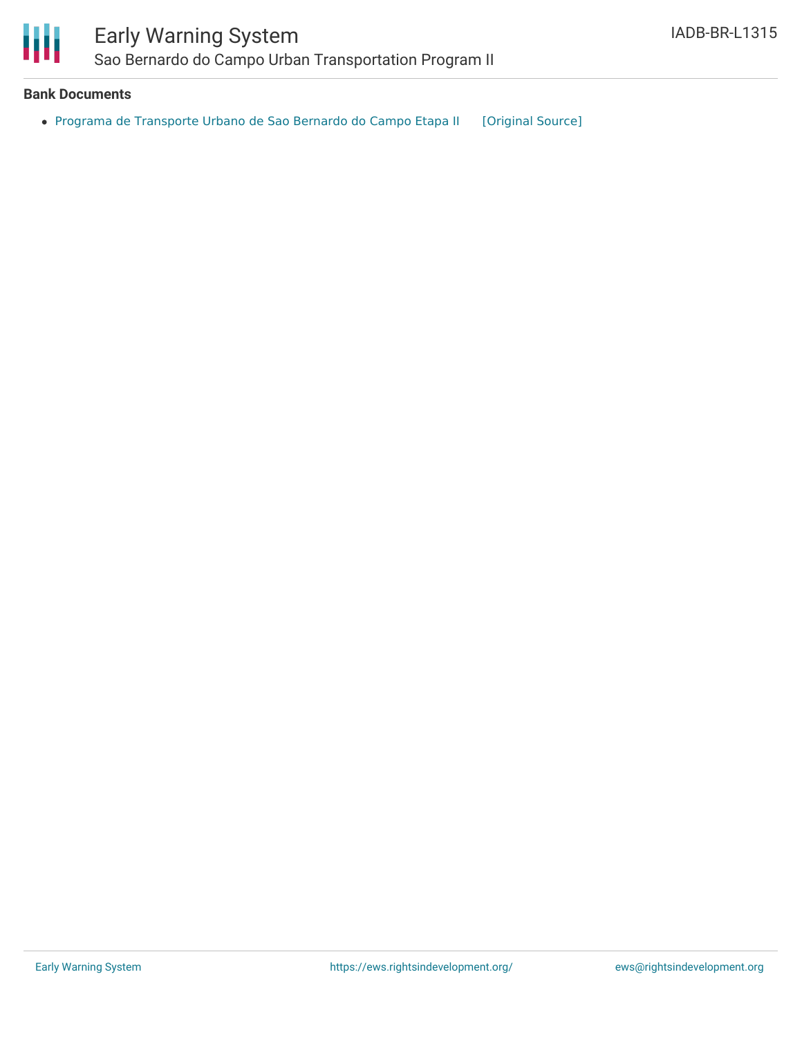**Bank Documents**

- Programa de Transporte Urbano de Sao Bernardo do Campo Etapa II [Original Source]